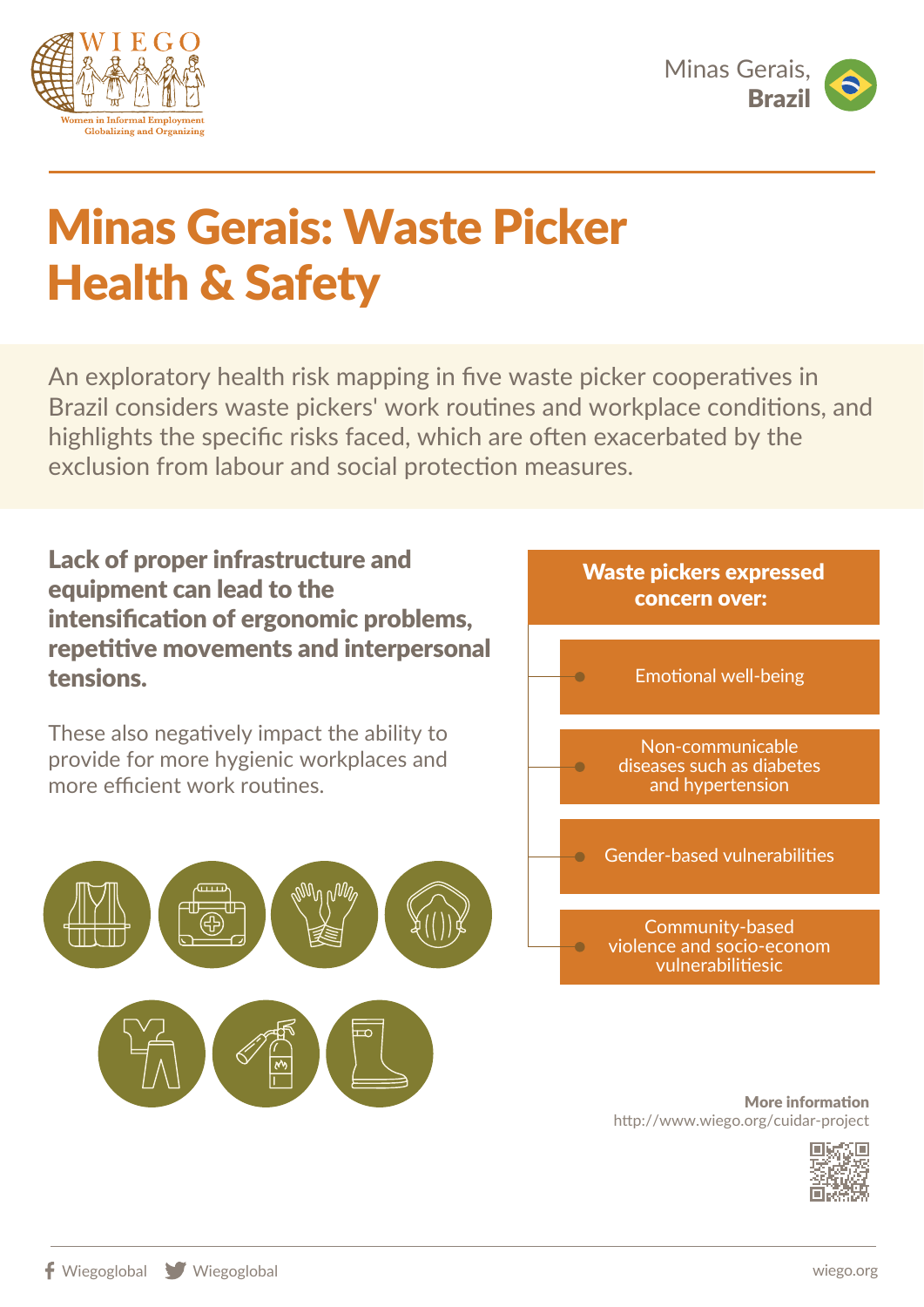WIEGO

Women in Informal Employment Globalizing and Organizing

Minas Gerais, **Brazil**

# Minas Gerais: Waste Picker Health & Safety

An exploratory health risk mapping in five waste picker cooperatives in Brazil considers waste pickers' work routines and workplace conditions, and highlights the specific risks faced, which are often exacerbated by the exclusion from labour and social protection measures.

**Lack of proper infrastructure and equipment can lead to the intensification of ergonomic problems, repetitive movements and interpersonal tensions.**

These also negatively impact the ability to provide for more hygienic workplaces and more efficient work routines.

**Waste pickers expressed concern over:**

- Emotional well-being
- Non-communicable diseases such as diabetes and hypertension
- Gender-based vulnerabilities
- Community-based violence and socio-econom vulnerabilitiesic

**More information**
http://www.wiego.org/cuidar-project

Wiegoglobal Wiegoglobal wiego.org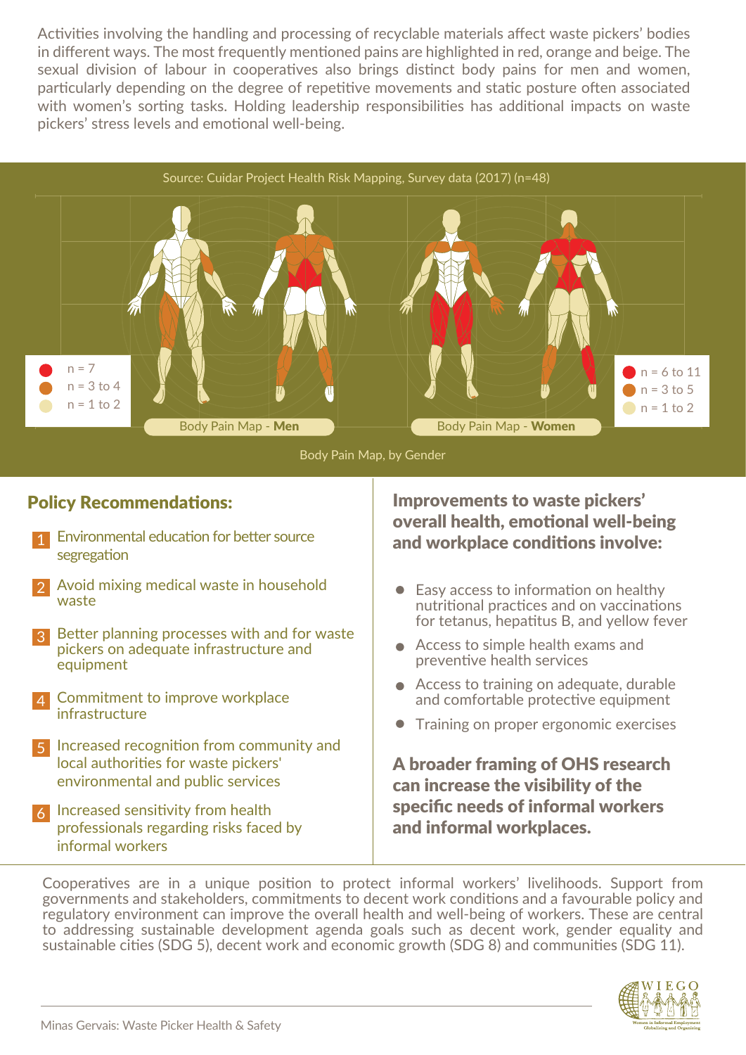Activities involving the handling and processing of recyclable materials affect waste pickers' bodies in different ways. The most frequently mentioned pains are highlighted in red, orange and beige. The sexual division of labour in cooperatives also brings distinct body pains for men and women, particularly depending on the degree of repetitive movements and static posture often associated with women's sorting tasks. Holding leadership responsibilities has additional impacts on waste pickers' stress levels and emotional well-being.

Source: Cuidar Project Health Risk Mapping, Survey data (2017) (n=48)

Body Pain Map - **Men**

n = 7
n = 3 to 4
n = 1 to 2

Body Pain Map - **Women**

n = 6 to 11
n = 3 to 5
n = 1 to 2

Body Pain Map, by Gender

## Policy Recommendations:

1. Environmental education for better source segregation
2. Avoid mixing medical waste in household waste
3. Better planning processes with and for waste pickers on adequate infrastructure and equipment
4. Commitment to improve workplace infrastructure
5. Increased recognition from community and local authorities for waste pickers' environmental and public services
6. Increased sensitivity from health professionals regarding risks faced by informal workers

## Improvements to waste pickers' overall health, emotional well-being and workplace conditions involve:

- Easy access to information on healthy nutritional practices and on vaccinations for tetanus, hepatitus B, and yellow fever
- Access to simple health exams and preventive health services
- Access to training on adequate, durable and comfortable protective equipment
- Training on proper ergonomic exercises

## A broader framing of OHS research can increase the visibility of the specific needs of informal workers and informal workplaces.

Cooperatives are in a unique position to protect informal workers' livelihoods. Support from governments and stakeholders, commitments to decent work conditions and a favourable policy and regulatory environment can improve the overall health and well-being of workers. These are central to addressing sustainable development agenda goals such as decent work, gender equality and sustainable cities (SDG 5), decent work and economic growth (SDG 8) and communities (SDG 11).